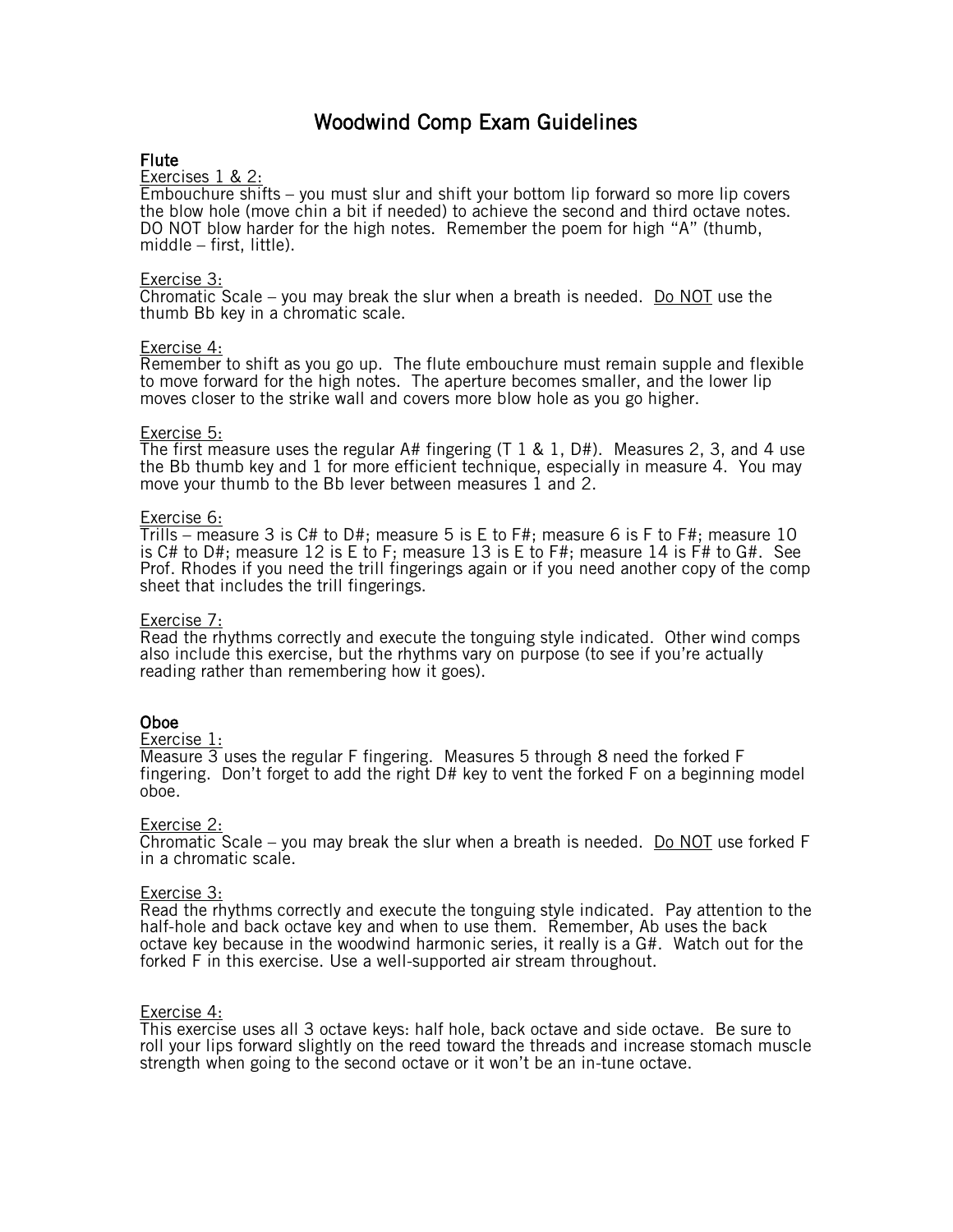# Woodwind Comp Exam Guidelines

## Flute

<u>Exercises 1 & 2:</u>
Embouchure shifts – you must slur and shift your bottom lip forward so more lip covers the blow hole (move chin a bit if needed) to achieve the second and third octave notes. DO NOT blow harder for the high notes. Remember the poem for high "A" (thumb, middle – first, little).

<u>Exercise 3:</u>
Chromatic Scale – you may break the slur when a breath is needed. <u>Do NOT</u> use the thumb Bb key in a chromatic scale.

<u>Exercise 4:</u>
Remember to shift as you go up. The flute embouchure must remain supple and flexible to move forward for the high notes. The aperture becomes smaller, and the lower lip moves closer to the strike wall and covers more blow hole as you go higher.

<u>Exercise 5:</u>
The first measure uses the regular A# fingering (T 1 & 1, D#). Measures 2, 3, and 4 use the Bb thumb key and 1 for more efficient technique, especially in measure 4. You may move your thumb to the Bb lever between measures 1 and 2.

<u>Exercise 6:</u>
Trills – measure 3 is C# to D#; measure 5 is E to F#; measure 6 is F to F#; measure 10 is C# to D#; measure 12 is E to F; measure 13 is E to F#; measure 14 is F# to G#. See Prof. Rhodes if you need the trill fingerings again or if you need another copy of the comp sheet that includes the trill fingerings.

<u>Exercise 7:</u>
Read the rhythms correctly and execute the tonguing style indicated. Other wind comps also include this exercise, but the rhythms vary on purpose (to see if you're actually reading rather than remembering how it goes).

## Oboe

<u>Exercise 1:</u>
Measure 3 uses the regular F fingering. Measures 5 through 8 need the forked F fingering. Don't forget to add the right D# key to vent the forked F on a beginning model oboe.

<u>Exercise 2:</u>
Chromatic Scale – you may break the slur when a breath is needed. <u>Do NOT</u> use forked F in a chromatic scale.

<u>Exercise 3:</u>
Read the rhythms correctly and execute the tonguing style indicated. Pay attention to the half-hole and back octave key and when to use them. Remember, Ab uses the back octave key because in the woodwind harmonic series, it really is a G#. Watch out for the forked F in this exercise. Use a well-supported air stream throughout.

<u>Exercise 4:</u>
This exercise uses all 3 octave keys: half hole, back octave and side octave. Be sure to roll your lips forward slightly on the reed toward the threads and increase stomach muscle strength when going to the second octave or it won't be an in-tune octave.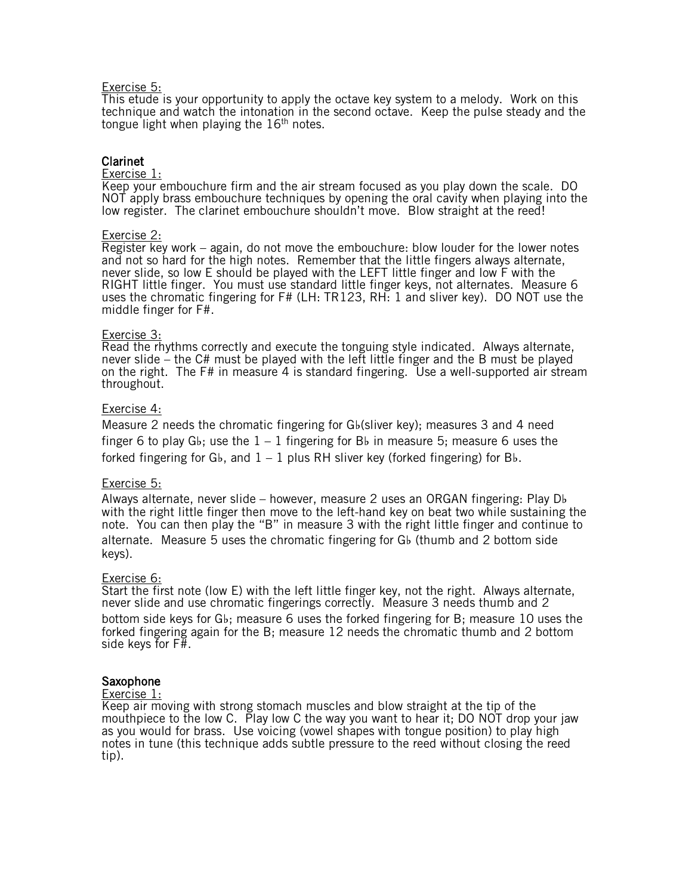Exercise 5:
This etude is your opportunity to apply the octave key system to a melody. Work on this technique and watch the intonation in the second octave. Keep the pulse steady and the tongue light when playing the 16th notes.

## Clarinet

Exercise 1:
Keep your embouchure firm and the air stream focused as you play down the scale. DO NOT apply brass embouchure techniques by opening the oral cavity when playing into the low register. The clarinet embouchure shouldn't move. Blow straight at the reed!

Exercise 2:
Register key work – again, do not move the embouchure: blow louder for the lower notes and not so hard for the high notes. Remember that the little fingers always alternate, never slide, so low E should be played with the LEFT little finger and low F with the RIGHT little finger. You must use standard little finger keys, not alternates. Measure 6 uses the chromatic fingering for F# (LH: TR123, RH: 1 and sliver key). DO NOT use the middle finger for F#.

Exercise 3:
Read the rhythms correctly and execute the tonguing style indicated. Always alternate, never slide – the C# must be played with the left little finger and the B must be played on the right. The F# in measure 4 is standard fingering. Use a well-supported air stream throughout.

Exercise 4:
Measure 2 needs the chromatic fingering for G♭(sliver key); measures 3 and 4 need finger 6 to play G♭; use the 1 – 1 fingering for B♭ in measure 5; measure 6 uses the forked fingering for G♭, and 1 – 1 plus RH sliver key (forked fingering) for B♭.

Exercise 5:
Always alternate, never slide – however, measure 2 uses an ORGAN fingering: Play D♭ with the right little finger then move to the left-hand key on beat two while sustaining the note. You can then play the "B" in measure 3 with the right little finger and continue to alternate. Measure 5 uses the chromatic fingering for G♭ (thumb and 2 bottom side keys).

Exercise 6:
Start the first note (low E) with the left little finger key, not the right. Always alternate, never slide and use chromatic fingerings correctly. Measure 3 needs thumb and 2 bottom side keys for G♭; measure 6 uses the forked fingering for B; measure 10 uses the forked fingering again for the B; measure 12 needs the chromatic thumb and 2 bottom side keys for F#.

## Saxophone

Exercise 1:
Keep air moving with strong stomach muscles and blow straight at the tip of the mouthpiece to the low C. Play low C the way you want to hear it; DO NOT drop your jaw as you would for brass. Use voicing (vowel shapes with tongue position) to play high notes in tune (this technique adds subtle pressure to the reed without closing the reed tip).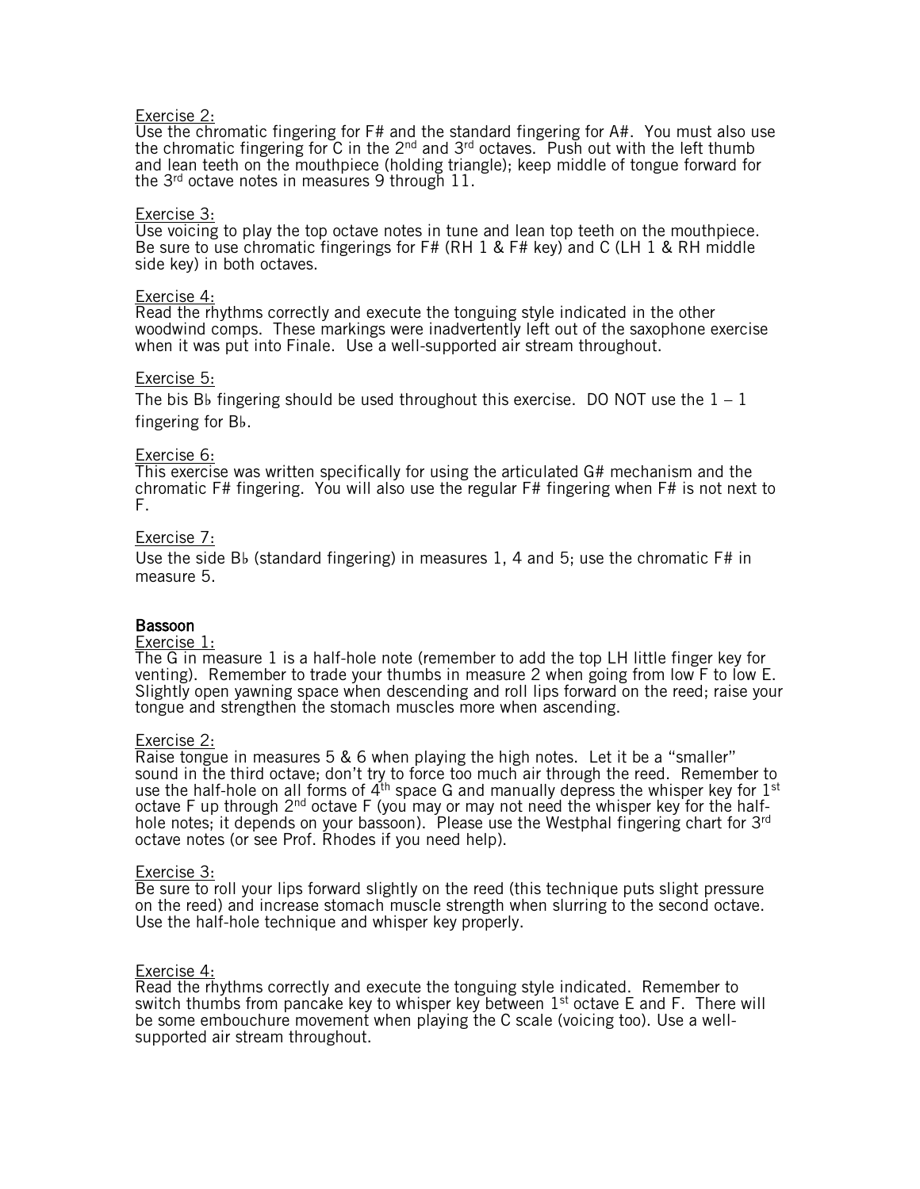Exercise 2:
Use the chromatic fingering for F# and the standard fingering for A#. You must also use the chromatic fingering for C in the 2nd and 3rd octaves. Push out with the left thumb and lean teeth on the mouthpiece (holding triangle); keep middle of tongue forward for the 3rd octave notes in measures 9 through 11.

Exercise 3:
Use voicing to play the top octave notes in tune and lean top teeth on the mouthpiece. Be sure to use chromatic fingerings for F# (RH 1 & F# key) and C (LH 1 & RH middle side key) in both octaves.

Exercise 4:
Read the rhythms correctly and execute the tonguing style indicated in the other woodwind comps. These markings were inadvertently left out of the saxophone exercise when it was put into Finale. Use a well-supported air stream throughout.

Exercise 5:
The bis B♭ fingering should be used throughout this exercise. DO NOT use the 1 – 1 fingering for B♭.

Exercise 6:
This exercise was written specifically for using the articulated G# mechanism and the chromatic F# fingering. You will also use the regular F# fingering when F# is not next to F.

Exercise 7:
Use the side B♭ (standard fingering) in measures 1, 4 and 5; use the chromatic F# in measure 5.

## Bassoon

Exercise 1:
The G in measure 1 is a half-hole note (remember to add the top LH little finger key for venting). Remember to trade your thumbs in measure 2 when going from low F to low E. Slightly open yawning space when descending and roll lips forward on the reed; raise your tongue and strengthen the stomach muscles more when ascending.

Exercise 2:
Raise tongue in measures 5 & 6 when playing the high notes. Let it be a "smaller" sound in the third octave; don't try to force too much air through the reed. Remember to use the half-hole on all forms of 4th space G and manually depress the whisper key for 1st octave F up through 2nd octave F (you may or may not need the whisper key for the half-hole notes; it depends on your bassoon). Please use the Westphal fingering chart for 3rd octave notes (or see Prof. Rhodes if you need help).

Exercise 3:
Be sure to roll your lips forward slightly on the reed (this technique puts slight pressure on the reed) and increase stomach muscle strength when slurring to the second octave. Use the half-hole technique and whisper key properly.

Exercise 4:
Read the rhythms correctly and execute the tonguing style indicated. Remember to switch thumbs from pancake key to whisper key between 1st octave E and F. There will be some embouchure movement when playing the C scale (voicing too). Use a well-supported air stream throughout.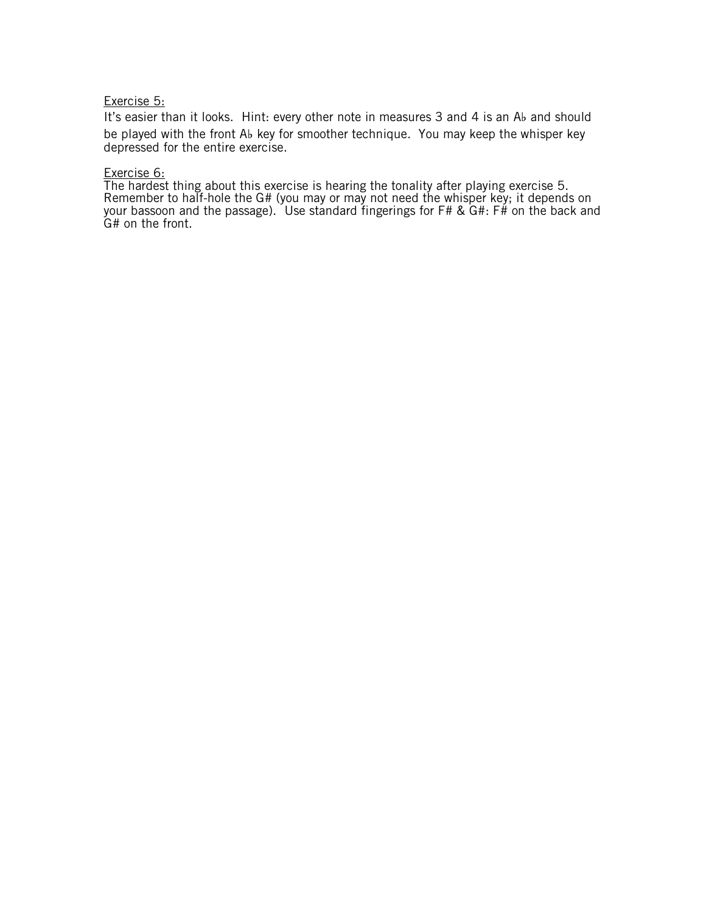<u>Exercise 5:</u>

It's easier than it looks. Hint: every other note in measures 3 and 4 is an A♭ and should be played with the front A♭ key for smoother technique. You may keep the whisper key depressed for the entire exercise.

<u>Exercise 6:</u>

The hardest thing about this exercise is hearing the tonality after playing exercise 5. Remember to half-hole the G# (you may or may not need the whisper key; it depends on your bassoon and the passage). Use standard fingerings for F# & G#: F# on the back and G# on the front.